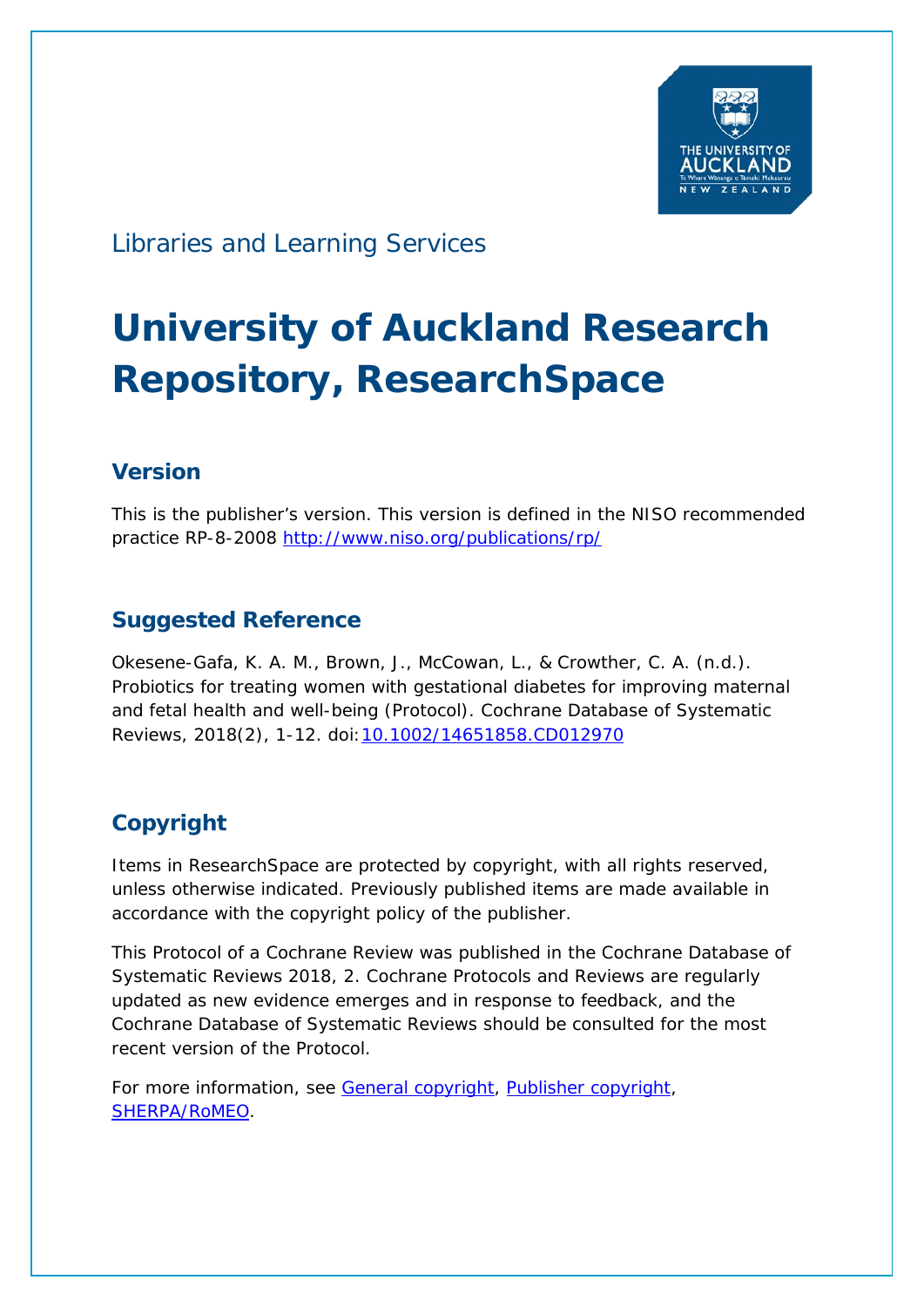THE UNIVERSITY OF AUCKLAND
Te Whare Wānanga o Tāmaki Makaurau
NEW ZEALAND

Libraries and Learning Services

# University of Auckland Research Repository, ResearchSpace

## Version

This is the publisher's version. This version is defined in the NISO recommended practice RP-8-2008 http://www.niso.org/publications/rp/

## Suggested Reference

Okesene-Gafa, K. A. M., Brown, J., McCowan, L., & Crowther, C. A. (n.d.). Probiotics for treating women with gestational diabetes for improving maternal and fetal health and well-being (Protocol). Cochrane Database of Systematic Reviews, 2018(2), 1-12. doi:10.1002/14651858.CD012970

## Copyright

Items in ResearchSpace are protected by copyright, with all rights reserved, unless otherwise indicated. Previously published items are made available in accordance with the copyright policy of the publisher.

This Protocol of a Cochrane Review was published in the Cochrane Database of Systematic Reviews 2018, 2. Cochrane Protocols and Reviews are regularly updated as new evidence emerges and in response to feedback, and the Cochrane Database of Systematic Reviews should be consulted for the most recent version of the Protocol.

For more information, see General copyright, Publisher copyright, SHERPA/RoMEO.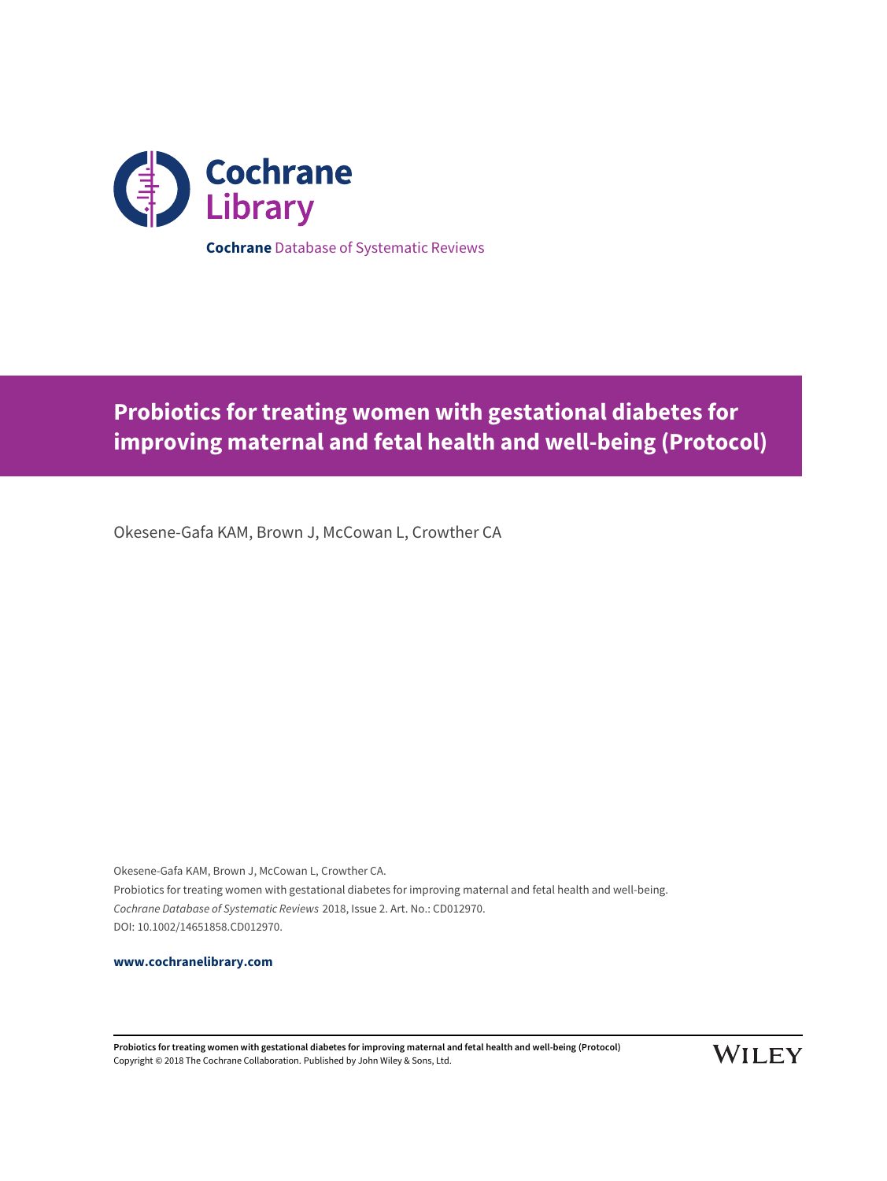Cochrane Library

**Cochrane** Database of Systematic Reviews

# Probiotics for treating women with gestational diabetes for improving maternal and fetal health and well-being (Protocol)

Okesene-Gafa KAM, Brown J, McCowan L, Crowther CA

Okesene-Gafa KAM, Brown J, McCowan L, Crowther CA.
Probiotics for treating women with gestational diabetes for improving maternal and fetal health and well-being.
*Cochrane Database of Systematic Reviews* 2018, Issue 2. Art. No.: CD012970.
DOI: 10.1002/14651858.CD012970.

**www.cochranelibrary.com**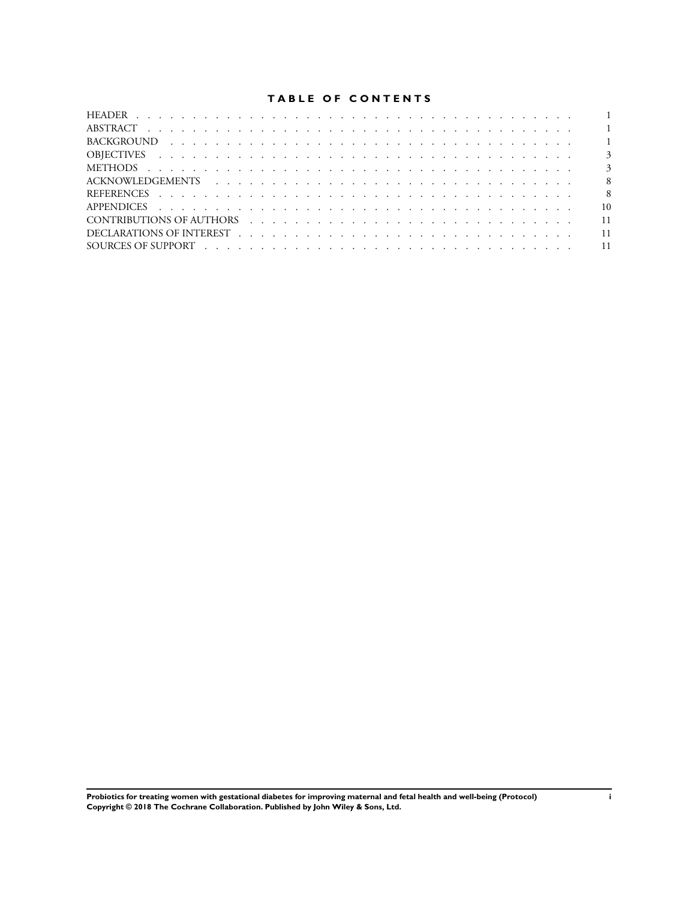# TABLE OF CONTENTS

| | |
|---|---|
| HEADER | 1 |
| ABSTRACT | 1 |
| BACKGROUND | 1 |
| OBJECTIVES | 3 |
| METHODS | 3 |
| ACKNOWLEDGEMENTS | 8 |
| REFERENCES | 8 |
| APPENDICES | 10 |
| CONTRIBUTIONS OF AUTHORS | 11 |
| DECLARATIONS OF INTEREST | 11 |
| SOURCES OF SUPPORT | 11 |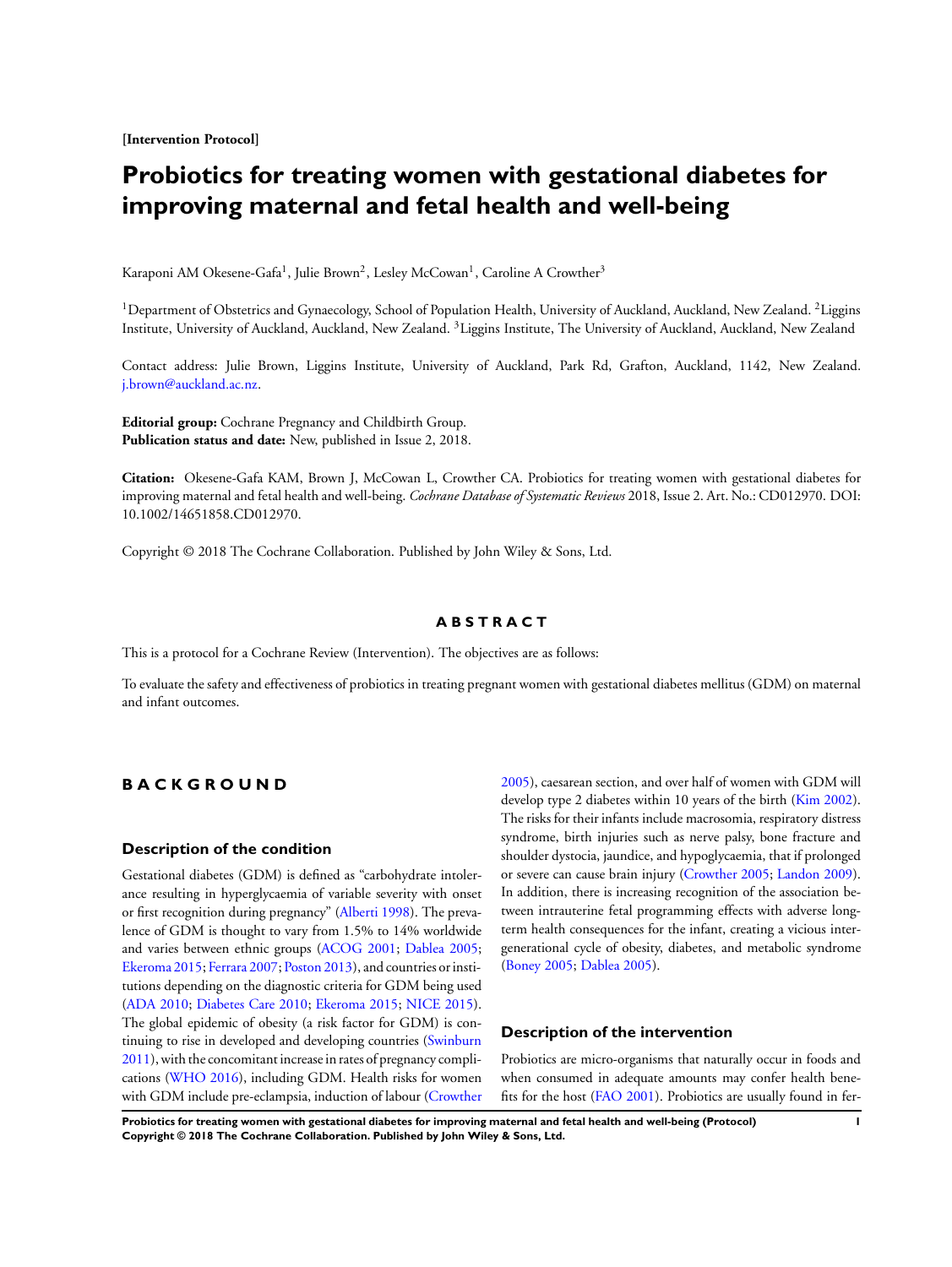**[Intervention Protocol]**

# Probiotics for treating women with gestational diabetes for improving maternal and fetal health and well-being

Karaponi AM Okesene-Gafa[1], Julie Brown[2], Lesley McCowan[1], Caroline A Crowther[3]

[1]Department of Obstetrics and Gynaecology, School of Population Health, University of Auckland, Auckland, New Zealand. [2]Liggins Institute, University of Auckland, Auckland, New Zealand. [3]Liggins Institute, The University of Auckland, Auckland, New Zealand

Contact address: Julie Brown, Liggins Institute, University of Auckland, Park Rd, Grafton, Auckland, 1142, New Zealand. j.brown@auckland.ac.nz.

**Editorial group:** Cochrane Pregnancy and Childbirth Group.
**Publication status and date:** New, published in Issue 2, 2018.

**Citation:** Okesene-Gafa KAM, Brown J, McCowan L, Crowther CA. Probiotics for treating women with gestational diabetes for improving maternal and fetal health and well-being. *Cochrane Database of Systematic Reviews* 2018, Issue 2. Art. No.: CD012970. DOI: 10.1002/14651858.CD012970.

Copyright © 2018 The Cochrane Collaboration. Published by John Wiley & Sons, Ltd.

## ABSTRACT

This is a protocol for a Cochrane Review (Intervention). The objectives are as follows:

To evaluate the safety and effectiveness of probiotics in treating pregnant women with gestational diabetes mellitus (GDM) on maternal and infant outcomes.

## BACKGROUND

### Description of the condition

Gestational diabetes (GDM) is defined as "carbohydrate intolerance resulting in hyperglycaemia of variable severity with onset or first recognition during pregnancy" (Alberti 1998). The prevalence of GDM is thought to vary from 1.5% to 14% worldwide and varies between ethnic groups (ACOG 2001; Dablea 2005; Ekeroma 2015; Ferrara 2007; Poston 2013), and countries or institutions depending on the diagnostic criteria for GDM being used (ADA 2010; Diabetes Care 2010; Ekeroma 2015; NICE 2015). The global epidemic of obesity (a risk factor for GDM) is continuing to rise in developed and developing countries (Swinburn 2011), with the concomitant increase in rates of pregnancy complications (WHO 2016), including GDM. Health risks for women with GDM include pre-eclampsia, induction of labour (Crowther 2005), caesarean section, and over half of women with GDM will develop type 2 diabetes within 10 years of the birth (Kim 2002). The risks for their infants include macrosomia, respiratory distress syndrome, birth injuries such as nerve palsy, bone fracture and shoulder dystocia, jaundice, and hypoglycaemia, that if prolonged or severe can cause brain injury (Crowther 2005; Landon 2009). In addition, there is increasing recognition of the association between intrauterine fetal programming effects with adverse long-term health consequences for the infant, creating a vicious intergenerational cycle of obesity, diabetes, and metabolic syndrome (Boney 2005; Dablea 2005).

### Description of the intervention

Probiotics are micro-organisms that naturally occur in foods and when consumed in adequate amounts may confer health benefits for the host (FAO 2001). Probiotics are usually found in fer-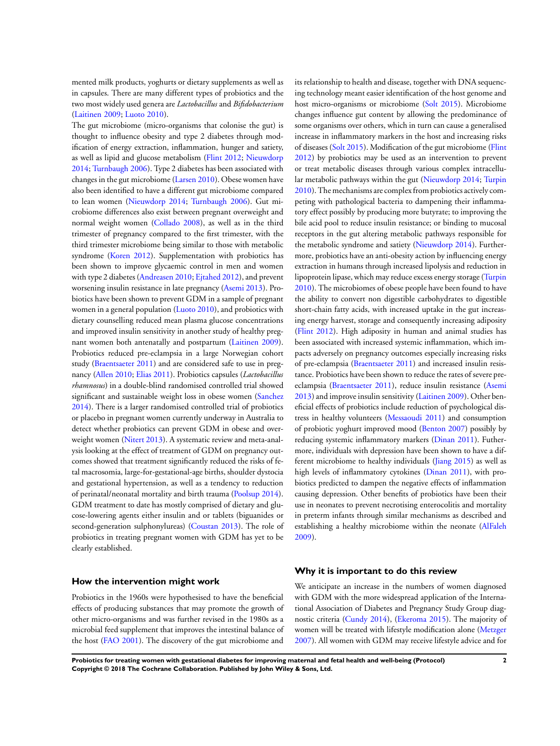mented milk products, yoghurts or dietary supplements as well as in capsules. There are many different types of probiotics and the two most widely used genera are *Lactobacillus* and *Bifidobacterium* (Laitinen 2009; Luoto 2010).

The gut microbiome (micro-organisms that colonise the gut) is thought to influence obesity and type 2 diabetes through modification of energy extraction, inflammation, hunger and satiety, as well as lipid and glucose metabolism (Flint 2012; Nieuwdorp 2014; Turnbaugh 2006). Type 2 diabetes has been associated with changes in the gut microbiome (Larsen 2010). Obese women have also been identified to have a different gut microbiome compared to lean women (Nieuwdorp 2014; Turnbaugh 2006). Gut microbiome differences also exist between pregnant overweight and normal weight women (Collado 2008), as well as in the third trimester of pregnancy compared to the first trimester, with the third trimester microbiome being similar to those with metabolic syndrome (Koren 2012). Supplementation with probiotics has been shown to improve glycaemic control in men and women with type 2 diabetes (Andreasen 2010; Ejtahed 2012), and prevent worsening insulin resistance in late pregnancy (Asemi 2013). Probiotics have been shown to prevent GDM in a sample of pregnant women in a general population (Luoto 2010), and probiotics with dietary counselling reduced mean plasma glucose concentrations and improved insulin sensitivity in another study of healthy pregnant women both antenatally and postpartum (Laitinen 2009). Probiotics reduced pre-eclampsia in a large Norwegian cohort study (Braentsaeter 2011) and are considered safe to use in pregnancy (Allen 2010; Elias 2011). Probiotics capsules (*Lactobacillus rhamnosus*) in a double-blind randomised controlled trial showed significant and sustainable weight loss in obese women (Sanchez 2014). There is a larger randomised controlled trial of probiotics or placebo in pregnant women currently underway in Australia to detect whether probiotics can prevent GDM in obese and overweight women (Nitert 2013). A systematic review and meta-analysis looking at the effect of treatment of GDM on pregnancy outcomes showed that treatment significantly reduced the risks of fetal macrosomia, large-for-gestational-age births, shoulder dystocia and gestational hypertension, as well as a tendency to reduction of perinatal/neonatal mortality and birth trauma (Poolsup 2014). GDM treatment to date has mostly comprised of dietary and glucose-lowering agents either insulin and or tablets (biguanides or second-generation sulphonylureas) (Coustan 2013). The role of probiotics in treating pregnant women with GDM has yet to be clearly established.

### How the intervention might work

Probiotics in the 1960s were hypothesised to have the beneficial effects of producing substances that may promote the growth of other micro-organisms and was further revised in the 1980s as a microbial feed supplement that improves the intestinal balance of the host (FAO 2001). The discovery of the gut microbiome and its relationship to health and disease, together with DNA sequencing technology meant easier identification of the host genome and host micro-organisms or microbiome (Solt 2015). Microbiome changes influence gut content by allowing the predominance of some organisms over others, which in turn can cause a generalised increase in inflammatory markers in the host and increasing risks of diseases (Solt 2015). Modification of the gut microbiome (Flint 2012) by probiotics may be used as an intervention to prevent or treat metabolic diseases through various complex intracellular metabolic pathways within the gut (Nieuwdorp 2014; Turpin 2010). The mechanisms are complex from probiotics actively competing with pathological bacteria to dampening their inflammatory effect possibly by producing more butyrate; to improving the bile acid pool to reduce insulin resistance; or binding to mucosal receptors in the gut altering metabolic pathways responsible for the metabolic syndrome and satiety (Nieuwdorp 2014). Furthermore, probiotics have an anti-obesity action by influencing energy extraction in humans through increased lipolysis and reduction in lipoprotein lipase, which may reduce excess energy storage (Turpin 2010). The microbiomes of obese people have been found to have the ability to convert non digestible carbohydrates to digestible short-chain fatty acids, with increased uptake in the gut increasing energy harvest, storage and consequently increasing adiposity (Flint 2012). High adiposity in human and animal studies has been associated with increased systemic inflammation, which impacts adversely on pregnancy outcomes especially increasing risks of pre-eclampsia (Braentsaeter 2011) and increased insulin resistance. Probiotics have been shown to reduce the rates of severe pre-eclampsia (Braentsaeter 2011), reduce insulin resistance (Asemi 2013) and improve insulin sensitivity (Laitinen 2009). Other beneficial effects of probiotics include reduction of psychological distress in healthy volunteers (Messaoudi 2011) and consumption of probiotic yoghurt improved mood (Benton 2007) possibly by reducing systemic inflammatory markers (Dinan 2011). Futhermore, individuals with depression have been shown to have a different microbiome to healthy individuals (Jiang 2015) as well as high levels of inflammatory cytokines (Dinan 2011), with probiotics predicted to dampen the negative effects of inflammation causing depression. Other benefits of probiotics have been their use in neonates to prevent necrotising enterocolitis and mortality in preterm infants through similar mechanisms as described and establishing a healthy microbiome within the neonate (AlFaleh 2009).

### Why it is important to do this review

We anticipate an increase in the numbers of women diagnosed with GDM with the more widespread application of the International Association of Diabetes and Pregnancy Study Group diagnostic criteria (Cundy 2014), (Ekeroma 2015). The majority of women will be treated with lifestyle modification alone (Metzger 2007). All women with GDM may receive lifestyle advice and for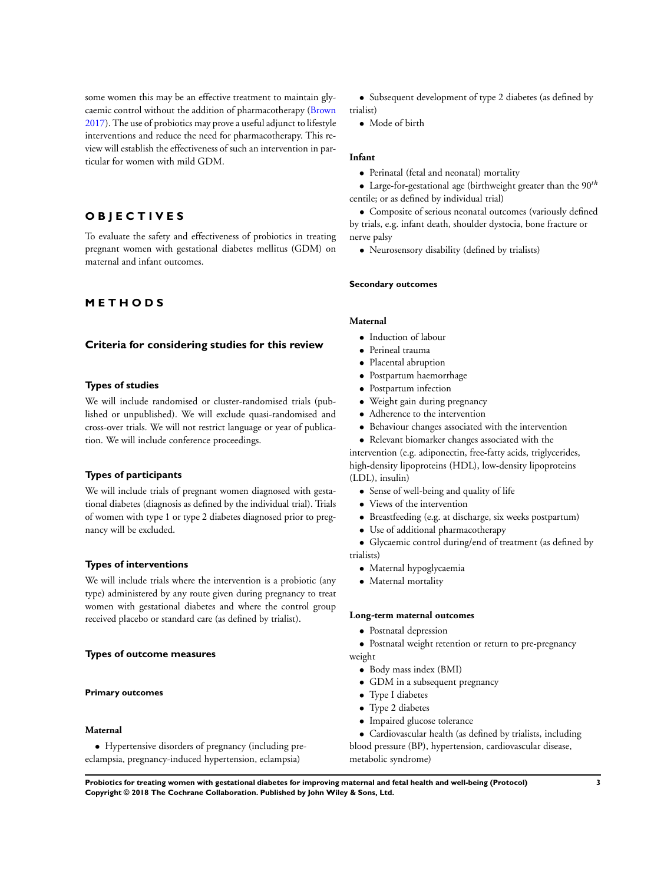some women this may be an effective treatment to maintain glycaemic control without the addition of pharmacotherapy (Brown 2017). The use of probiotics may prove a useful adjunct to lifestyle interventions and reduce the need for pharmacotherapy. This review will establish the effectiveness of such an intervention in particular for women with mild GDM.

# OBJECTIVES

To evaluate the safety and effectiveness of probiotics in treating pregnant women with gestational diabetes mellitus (GDM) on maternal and infant outcomes.

# METHODS

## Criteria for considering studies for this review

### Types of studies

We will include randomised or cluster-randomised trials (published or unpublished). We will exclude quasi-randomised and cross-over trials. We will not restrict language or year of publication. We will include conference proceedings.

### Types of participants

We will include trials of pregnant women diagnosed with gestational diabetes (diagnosis as defined by the individual trial). Trials of women with type 1 or type 2 diabetes diagnosed prior to pregnancy will be excluded.

### Types of interventions

We will include trials where the intervention is a probiotic (any type) administered by any route given during pregnancy to treat women with gestational diabetes and where the control group received placebo or standard care (as defined by trialist).

### Types of outcome measures

#### Primary outcomes

##### Maternal

- Hypertensive disorders of pregnancy (including pre-eclampsia, pregnancy-induced hypertension, eclampsia)
- Subsequent development of type 2 diabetes (as defined by trialist)
- Mode of birth

##### Infant

- Perinatal (fetal and neonatal) mortality
- Large-for-gestational age (birthweight greater than the $90^{th}$ centile; or as defined by individual trial)
- Composite of serious neonatal outcomes (variously defined by trials, e.g. infant death, shoulder dystocia, bone fracture or nerve palsy
- Neurosensory disability (defined by trialists)

#### Secondary outcomes

##### Maternal

- Induction of labour
- Perineal trauma
- Placental abruption
- Postpartum haemorrhage
- Postpartum infection
- Weight gain during pregnancy
- Adherence to the intervention
- Behaviour changes associated with the intervention
- Relevant biomarker changes associated with the intervention (e.g. adiponectin, free-fatty acids, triglycerides, high-density lipoproteins (HDL), low-density lipoproteins (LDL), insulin)
- Sense of well-being and quality of life
- Views of the intervention
- Breastfeeding (e.g. at discharge, six weeks postpartum)
- Use of additional pharmacotherapy
- Glycaemic control during/end of treatment (as defined by trialists)
- Maternal hypoglycaemia
- Maternal mortality

##### Long-term maternal outcomes

- Postnatal depression
- Postnatal weight retention or return to pre-pregnancy weight
- Body mass index (BMI)
- GDM in a subsequent pregnancy
- Type I diabetes
- Type 2 diabetes
- Impaired glucose tolerance
- Cardiovascular health (as defined by trialists, including blood pressure (BP), hypertension, cardiovascular disease, metabolic syndrome)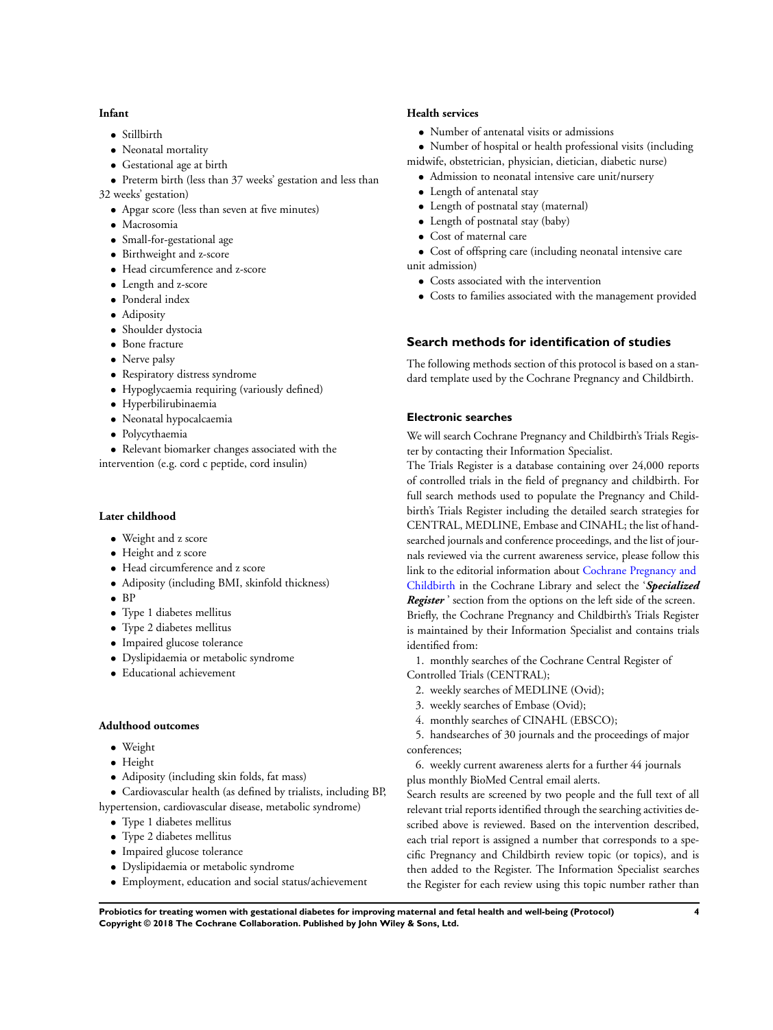#### Infant

- Stillbirth
- Neonatal mortality
- Gestational age at birth
- Preterm birth (less than 37 weeks' gestation and less than 32 weeks' gestation)
- Apgar score (less than seven at five minutes)
- Macrosomia
- Small-for-gestational age
- Birthweight and z-score
- Head circumference and z-score
- Length and z-score
- Ponderal index
- Adiposity
- Shoulder dystocia
- Bone fracture
- Nerve palsy
- Respiratory distress syndrome
- Hypoglycaemia requiring (variously defined)
- Hyperbilirubinaemia
- Neonatal hypocalcaemia
- Polycythaemia
- Relevant biomarker changes associated with the intervention (e.g. cord c peptide, cord insulin)

#### Later childhood

- Weight and z score
- Height and z score
- Head circumference and z score
- Adiposity (including BMI, skinfold thickness)
- BP
- Type 1 diabetes mellitus
- Type 2 diabetes mellitus
- Impaired glucose tolerance
- Dyslipidaemia or metabolic syndrome
- Educational achievement

#### Adulthood outcomes

- Weight
- Height
- Adiposity (including skin folds, fat mass)
- Cardiovascular health (as defined by trialists, including BP, hypertension, cardiovascular disease, metabolic syndrome)
- Type 1 diabetes mellitus
- Type 2 diabetes mellitus
- Impaired glucose tolerance
- Dyslipidaemia or metabolic syndrome
- Employment, education and social status/achievement

#### Health services

- Number of antenatal visits or admissions
- Number of hospital or health professional visits (including midwife, obstetrician, physician, dietician, diabetic nurse)
- Admission to neonatal intensive care unit/nursery
- Length of antenatal stay
- Length of postnatal stay (maternal)
- Length of postnatal stay (baby)
- Cost of maternal care
- Cost of offspring care (including neonatal intensive care unit admission)
- Costs associated with the intervention
- Costs to families associated with the management provided

## Search methods for identification of studies

The following methods section of this protocol is based on a standard template used by the Cochrane Pregnancy and Childbirth.

### Electronic searches

We will search Cochrane Pregnancy and Childbirth's Trials Register by contacting their Information Specialist.

The Trials Register is a database containing over 24,000 reports of controlled trials in the field of pregnancy and childbirth. For full search methods used to populate the Pregnancy and Childbirth's Trials Register including the detailed search strategies for CENTRAL, MEDLINE, Embase and CINAHL; the list of handsearched journals and conference proceedings, and the list of journals reviewed via the current awareness service, please follow this link to the editorial information about Cochrane Pregnancy and Childbirth in the Cochrane Library and select the '***Specialized Register*** ' section from the options on the left side of the screen. Briefly, the Cochrane Pregnancy and Childbirth's Trials Register is maintained by their Information Specialist and contains trials identified from:

1. monthly searches of the Cochrane Central Register of Controlled Trials (CENTRAL);
2. weekly searches of MEDLINE (Ovid);
3. weekly searches of Embase (Ovid);
4. monthly searches of CINAHL (EBSCO);
5. handsearches of 30 journals and the proceedings of major conferences;
6. weekly current awareness alerts for a further 44 journals plus monthly BioMed Central email alerts.

Search results are screened by two people and the full text of all relevant trial reports identified through the searching activities described above is reviewed. Based on the intervention described, each trial report is assigned a number that corresponds to a specific Pregnancy and Childbirth review topic (or topics), and is then added to the Register. The Information Specialist searches the Register for each review using this topic number rather than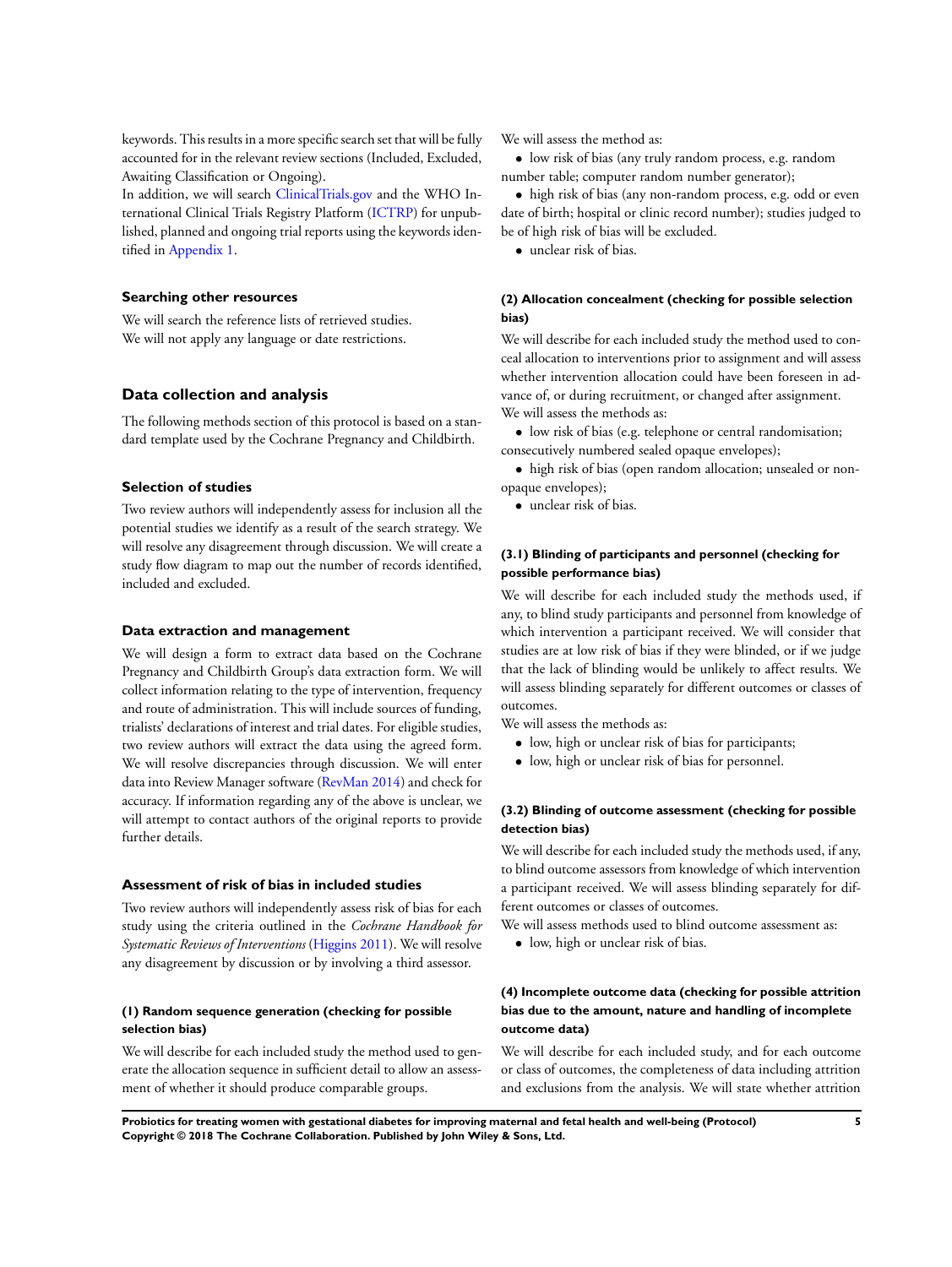keywords. This results in a more specific search set that will be fully accounted for in the relevant review sections (Included, Excluded, Awaiting Classification or Ongoing).

In addition, we will search ClinicalTrials.gov and the WHO International Clinical Trials Registry Platform (ICTRP) for unpublished, planned and ongoing trial reports using the keywords identified in Appendix 1.

### Searching other resources

We will search the reference lists of retrieved studies.

We will not apply any language or date restrictions.

## Data collection and analysis

The following methods section of this protocol is based on a standard template used by the Cochrane Pregnancy and Childbirth.

### Selection of studies

Two review authors will independently assess for inclusion all the potential studies we identify as a result of the search strategy. We will resolve any disagreement through discussion. We will create a study flow diagram to map out the number of records identified, included and excluded.

### Data extraction and management

We will design a form to extract data based on the Cochrane Pregnancy and Childbirth Group's data extraction form. We will collect information relating to the type of intervention, frequency and route of administration. This will include sources of funding, trialists' declarations of interest and trial dates. For eligible studies, two review authors will extract the data using the agreed form. We will resolve discrepancies through discussion. We will enter data into Review Manager software (RevMan 2014) and check for accuracy. If information regarding any of the above is unclear, we will attempt to contact authors of the original reports to provide further details.

### Assessment of risk of bias in included studies

Two review authors will independently assess risk of bias for each study using the criteria outlined in the *Cochrane Handbook for Systematic Reviews of Interventions* (Higgins 2011). We will resolve any disagreement by discussion or by involving a third assessor.

#### (1) Random sequence generation (checking for possible selection bias)

We will describe for each included study the method used to generate the allocation sequence in sufficient detail to allow an assessment of whether it should produce comparable groups.

We will assess the method as:

- low risk of bias (any truly random process, e.g. random number table; computer random number generator);
- high risk of bias (any non-random process, e.g. odd or even date of birth; hospital or clinic record number); studies judged to be of high risk of bias will be excluded.
- unclear risk of bias.

#### (2) Allocation concealment (checking for possible selection bias)

We will describe for each included study the method used to conceal allocation to interventions prior to assignment and will assess whether intervention allocation could have been foreseen in advance of, or during recruitment, or changed after assignment.

We will assess the methods as:

- low risk of bias (e.g. telephone or central randomisation; consecutively numbered sealed opaque envelopes);
- high risk of bias (open random allocation; unsealed or non-opaque envelopes);
- unclear risk of bias.

#### (3.1) Blinding of participants and personnel (checking for possible performance bias)

We will describe for each included study the methods used, if any, to blind study participants and personnel from knowledge of which intervention a participant received. We will consider that studies are at low risk of bias if they were blinded, or if we judge that the lack of blinding would be unlikely to affect results. We will assess blinding separately for different outcomes or classes of outcomes.

We will assess the methods as:

- low, high or unclear risk of bias for participants;
- low, high or unclear risk of bias for personnel.

#### (3.2) Blinding of outcome assessment (checking for possible detection bias)

We will describe for each included study the methods used, if any, to blind outcome assessors from knowledge of which intervention a participant received. We will assess blinding separately for different outcomes or classes of outcomes.

We will assess methods used to blind outcome assessment as:

- low, high or unclear risk of bias.

#### (4) Incomplete outcome data (checking for possible attrition bias due to the amount, nature and handling of incomplete outcome data)

We will describe for each included study, and for each outcome or class of outcomes, the completeness of data including attrition and exclusions from the analysis. We will state whether attrition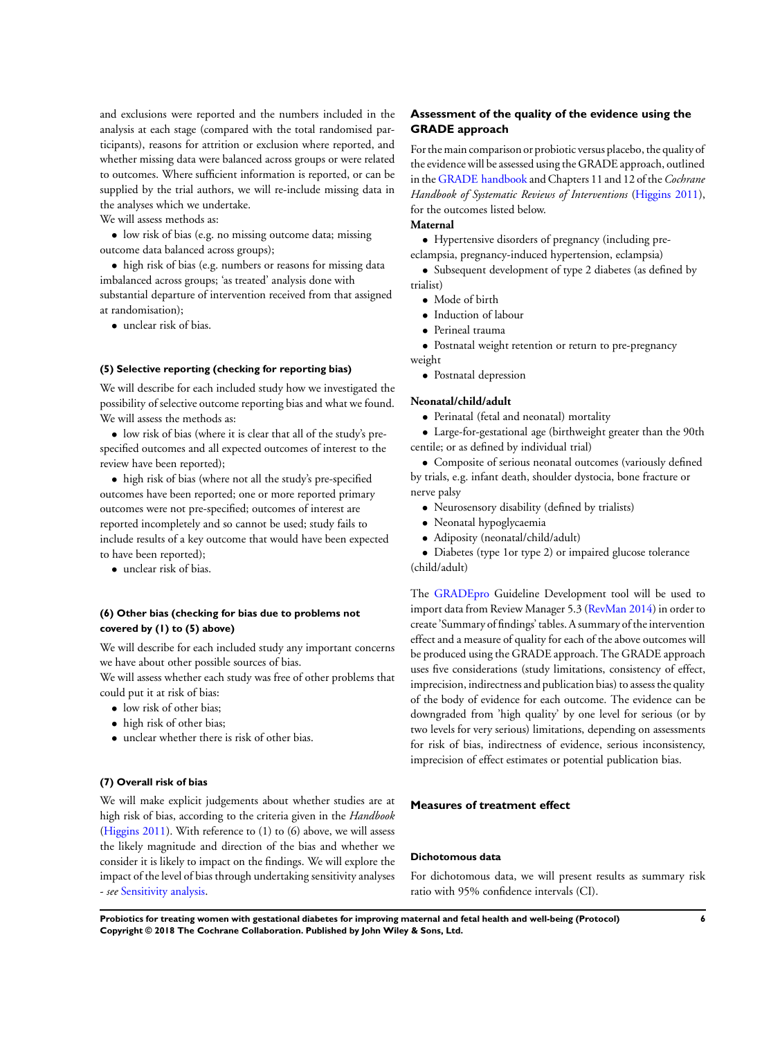and exclusions were reported and the numbers included in the analysis at each stage (compared with the total randomised participants), reasons for attrition or exclusion where reported, and whether missing data were balanced across groups or were related to outcomes. Where sufficient information is reported, or can be supplied by the trial authors, we will re-include missing data in the analyses which we undertake.

We will assess methods as:

- low risk of bias (e.g. no missing outcome data; missing outcome data balanced across groups);
- high risk of bias (e.g. numbers or reasons for missing data imbalanced across groups; 'as treated' analysis done with substantial departure of intervention received from that assigned at randomisation);
- unclear risk of bias.

#### (5) Selective reporting (checking for reporting bias)

We will describe for each included study how we investigated the possibility of selective outcome reporting bias and what we found. We will assess the methods as:

- low risk of bias (where it is clear that all of the study's pre-specified outcomes and all expected outcomes of interest to the review have been reported);
- high risk of bias (where not all the study's pre-specified outcomes have been reported; one or more reported primary outcomes were not pre-specified; outcomes of interest are reported incompletely and so cannot be used; study fails to include results of a key outcome that would have been expected to have been reported);
- unclear risk of bias.

#### (6) Other bias (checking for bias due to problems not covered by (1) to (5) above)

We will describe for each included study any important concerns we have about other possible sources of bias.

We will assess whether each study was free of other problems that could put it at risk of bias:

- low risk of other bias;
- high risk of other bias;
- unclear whether there is risk of other bias.

#### (7) Overall risk of bias

We will make explicit judgements about whether studies are at high risk of bias, according to the criteria given in the *Handbook* (Higgins 2011). With reference to (1) to (6) above, we will assess the likely magnitude and direction of the bias and whether we consider it is likely to impact on the findings. We will explore the impact of the level of bias through undertaking sensitivity analyses - *see* Sensitivity analysis.

### Assessment of the quality of the evidence using the GRADE approach

For the main comparison or probiotic versus placebo, the quality of the evidence will be assessed using the GRADE approach, outlined in the GRADE handbook and Chapters 11 and 12 of the *Cochrane Handbook of Systematic Reviews of Interventions* (Higgins 2011), for the outcomes listed below.

**Maternal**

- Hypertensive disorders of pregnancy (including pre-eclampsia, pregnancy-induced hypertension, eclampsia)
- Subsequent development of type 2 diabetes (as defined by trialist)
- Mode of birth
- Induction of labour
- Perineal trauma
- Postnatal weight retention or return to pre-pregnancy weight
- Postnatal depression

**Neonatal/child/adult**

- Perinatal (fetal and neonatal) mortality
- Large-for-gestational age (birthweight greater than the 90th centile; or as defined by individual trial)
- Composite of serious neonatal outcomes (variously defined by trials, e.g. infant death, shoulder dystocia, bone fracture or nerve palsy
- Neurosensory disability (defined by trialists)
- Neonatal hypoglycaemia
- Adiposity (neonatal/child/adult)
- Diabetes (type 1or type 2) or impaired glucose tolerance (child/adult)

The GRADEpro Guideline Development tool will be used to import data from Review Manager 5.3 (RevMan 2014) in order to create 'Summary of findings' tables. A summary of the intervention effect and a measure of quality for each of the above outcomes will be produced using the GRADE approach. The GRADE approach uses five considerations (study limitations, consistency of effect, imprecision, indirectness and publication bias) to assess the quality of the body of evidence for each outcome. The evidence can be downgraded from 'high quality' by one level for serious (or by two levels for very serious) limitations, depending on assessments for risk of bias, indirectness of evidence, serious inconsistency, imprecision of effect estimates or potential publication bias.

### Measures of treatment effect

#### Dichotomous data

For dichotomous data, we will present results as summary risk ratio with 95% confidence intervals (CI).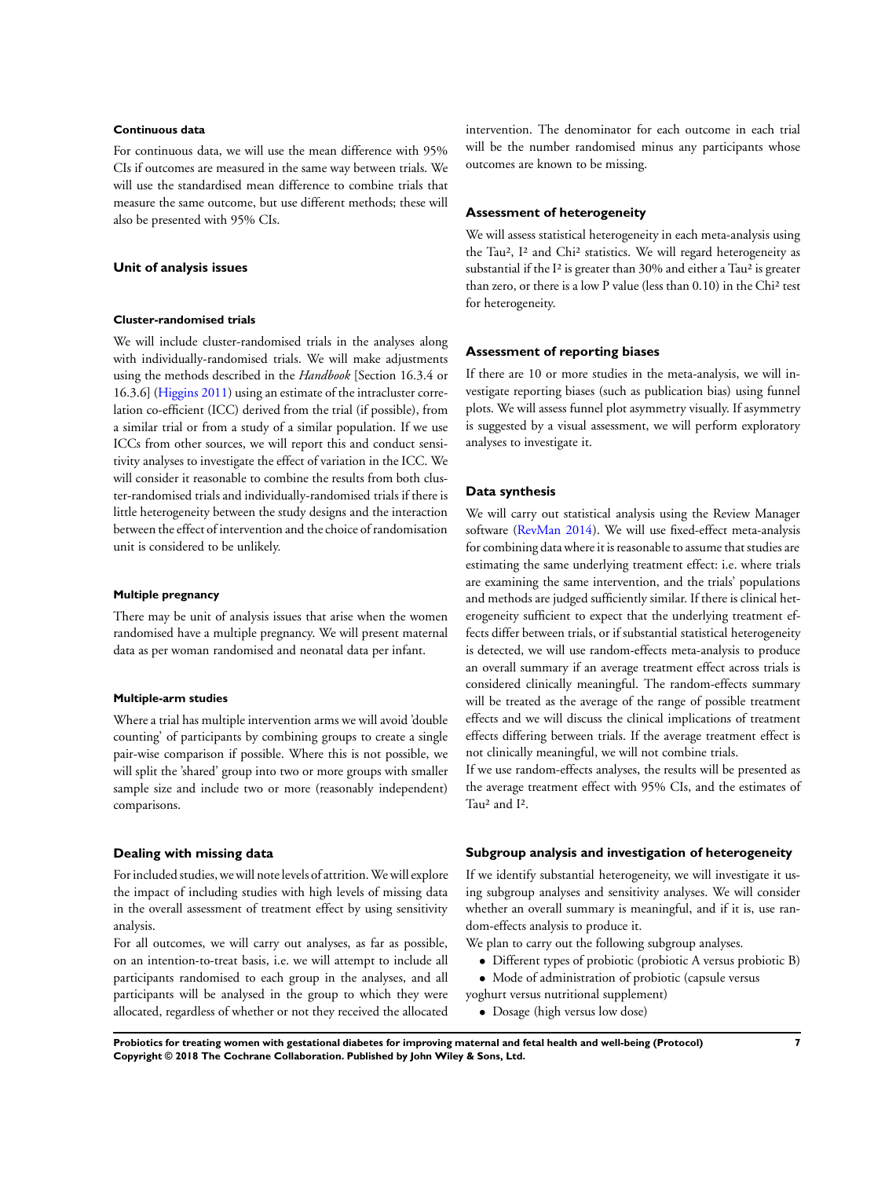#### Continuous data

For continuous data, we will use the mean difference with 95% CIs if outcomes are measured in the same way between trials. We will use the standardised mean difference to combine trials that measure the same outcome, but use different methods; these will also be presented with 95% CIs.

### Unit of analysis issues

#### Cluster-randomised trials

We will include cluster-randomised trials in the analyses along with individually-randomised trials. We will make adjustments using the methods described in the *Handbook* [Section 16.3.4 or 16.3.6] (Higgins 2011) using an estimate of the intracluster correlation co-efficient (ICC) derived from the trial (if possible), from a similar trial or from a study of a similar population. If we use ICCs from other sources, we will report this and conduct sensitivity analyses to investigate the effect of variation in the ICC. We will consider it reasonable to combine the results from both cluster-randomised trials and individually-randomised trials if there is little heterogeneity between the study designs and the interaction between the effect of intervention and the choice of randomisation unit is considered to be unlikely.

#### Multiple pregnancy

There may be unit of analysis issues that arise when the women randomised have a multiple pregnancy. We will present maternal data as per woman randomised and neonatal data per infant.

#### Multiple-arm studies

Where a trial has multiple intervention arms we will avoid 'double counting' of participants by combining groups to create a single pair-wise comparison if possible. Where this is not possible, we will split the 'shared' group into two or more groups with smaller sample size and include two or more (reasonably independent) comparisons.

### Dealing with missing data

For included studies, we will note levels of attrition. We will explore the impact of including studies with high levels of missing data in the overall assessment of treatment effect by using sensitivity analysis.

For all outcomes, we will carry out analyses, as far as possible, on an intention-to-treat basis, i.e. we will attempt to include all participants randomised to each group in the analyses, and all participants will be analysed in the group to which they were allocated, regardless of whether or not they received the allocated intervention. The denominator for each outcome in each trial will be the number randomised minus any participants whose outcomes are known to be missing.

### Assessment of heterogeneity

We will assess statistical heterogeneity in each meta-analysis using the $Tau^2$, $I^2$ and $Chi^2$ statistics. We will regard heterogeneity as substantial if the $I^2$ is greater than 30% and either a $Tau^2$ is greater than zero, or there is a low P value (less than 0.10) in the $Chi^2$ test for heterogeneity.

### Assessment of reporting biases

If there are 10 or more studies in the meta-analysis, we will investigate reporting biases (such as publication bias) using funnel plots. We will assess funnel plot asymmetry visually. If asymmetry is suggested by a visual assessment, we will perform exploratory analyses to investigate it.

### Data synthesis

We will carry out statistical analysis using the Review Manager software (RevMan 2014). We will use fixed-effect meta-analysis for combining data where it is reasonable to assume that studies are estimating the same underlying treatment effect: i.e. where trials are examining the same intervention, and the trials' populations and methods are judged sufficiently similar. If there is clinical heterogeneity sufficient to expect that the underlying treatment effects differ between trials, or if substantial statistical heterogeneity is detected, we will use random-effects meta-analysis to produce an overall summary if an average treatment effect across trials is considered clinically meaningful. The random-effects summary will be treated as the average of the range of possible treatment effects and we will discuss the clinical implications of treatment effects differing between trials. If the average treatment effect is not clinically meaningful, we will not combine trials.

If we use random-effects analyses, the results will be presented as the average treatment effect with 95% CIs, and the estimates of $Tau^2$ and $I^2$.

### Subgroup analysis and investigation of heterogeneity

If we identify substantial heterogeneity, we will investigate it using subgroup analyses and sensitivity analyses. We will consider whether an overall summary is meaningful, and if it is, use random-effects analysis to produce it.

We plan to carry out the following subgroup analyses.

- Different types of probiotic (probiotic A versus probiotic B)
- Mode of administration of probiotic (capsule versus yoghurt versus nutritional supplement)
- Dosage (high versus low dose)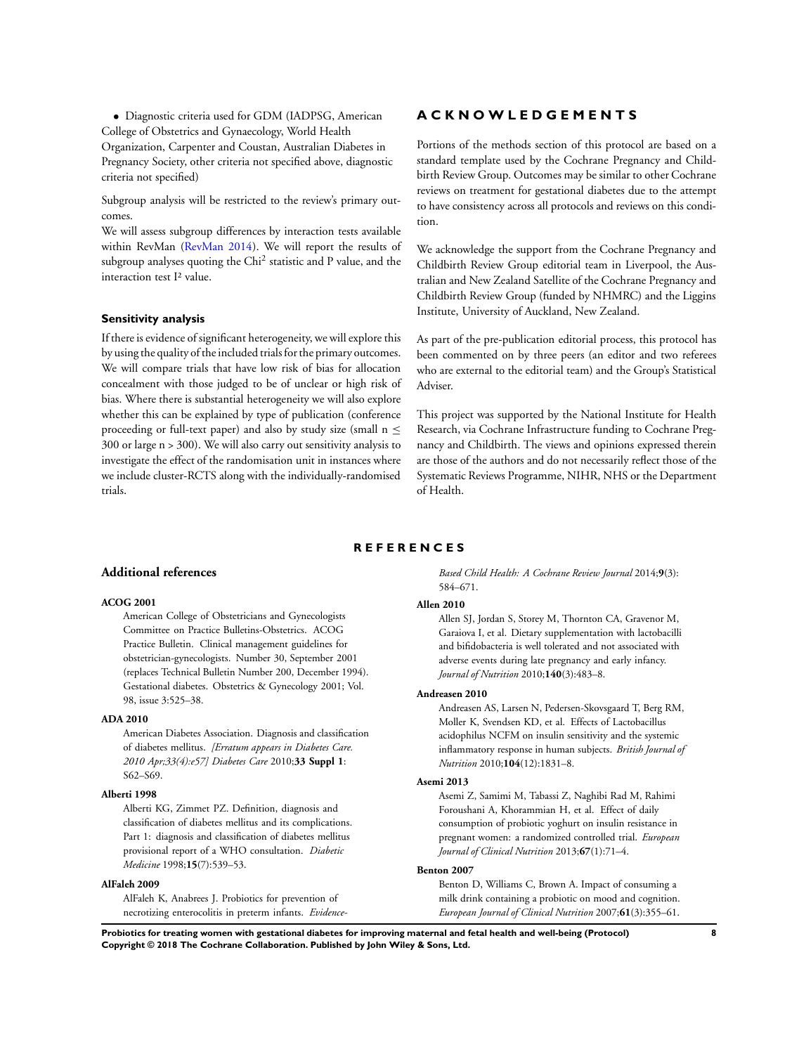- Diagnostic criteria used for GDM (IADPSG, American College of Obstetrics and Gynaecology, World Health Organization, Carpenter and Coustan, Australian Diabetes in Pregnancy Society, other criteria not specified above, diagnostic criteria not specified)

Subgroup analysis will be restricted to the review's primary outcomes.

We will assess subgroup differences by interaction tests available within RevMan (RevMan 2014). We will report the results of subgroup analyses quoting the Chi$^2$ statistic and P value, and the interaction test I$^2$ value.

### Sensitivity analysis

If there is evidence of significant heterogeneity, we will explore this by using the quality of the included trials for the primary outcomes. We will compare trials that have low risk of bias for allocation concealment with those judged to be of unclear or high risk of bias. Where there is substantial heterogeneity we will also explore whether this can be explained by type of publication (conference proceeding or full-text paper) and also by study size (small $n \leq 300$ or large $n > 300$). We will also carry out sensitivity analysis to investigate the effect of the randomisation unit in instances where we include cluster-RCTS along with the individually-randomised trials.

## ACKNOWLEDGEMENTS

Portions of the methods section of this protocol are based on a standard template used by the Cochrane Pregnancy and Childbirth Review Group. Outcomes may be similar to other Cochrane reviews on treatment for gestational diabetes due to the attempt to have consistency across all protocols and reviews on this condition.

We acknowledge the support from the Cochrane Pregnancy and Childbirth Review Group editorial team in Liverpool, the Australian and New Zealand Satellite of the Cochrane Pregnancy and Childbirth Review Group (funded by NHMRC) and the Liggins Institute, University of Auckland, New Zealand.

As part of the pre-publication editorial process, this protocol has been commented on by three peers (an editor and two referees who are external to the editorial team) and the Group's Statistical Adviser.

This project was supported by the National Institute for Health Research, via Cochrane Infrastructure funding to Cochrane Pregnancy and Childbirth. The views and opinions expressed therein are those of the authors and do not necessarily reflect those of the Systematic Reviews Programme, NIHR, NHS or the Department of Health.

## REFERENCES

### Additional references

**ACOG 2001**

American College of Obstetricians and Gynecologists Committee on Practice Bulletins-Obstetrics. ACOG Practice Bulletin. Clinical management guidelines for obstetrician-gynecologists. Number 30, September 2001 (replaces Technical Bulletin Number 200, December 1994). Gestational diabetes. Obstetrics & Gynecology 2001; Vol. 98, issue 3:525–38.

**ADA 2010**

American Diabetes Association. Diagnosis and classification of diabetes mellitus. *[Erratum appears in Diabetes Care. 2010 Apr;33(4):e57] Diabetes Care* 2010;**33 Suppl 1**: S62–S69.

**Alberti 1998**

Alberti KG, Zimmet PZ. Definition, diagnosis and classification of diabetes mellitus and its complications. Part 1: diagnosis and classification of diabetes mellitus provisional report of a WHO consultation. *Diabetic Medicine* 1998;**15**(7):539–53.

**AlFaleh 2009**

AlFaleh K, Anabrees J. Probiotics for prevention of necrotizing enterocolitis in preterm infants. *Evidence-Based Child Health: A Cochrane Review Journal* 2014;**9**(3): 584–671.

**Allen 2010**

Allen SJ, Jordan S, Storey M, Thornton CA, Gravenor M, Garaiova I, et al. Dietary supplementation with lactobacilli and bifidobacteria is well tolerated and not associated with adverse events during late pregnancy and early infancy. *Journal of Nutrition* 2010;**140**(3):483–8.

**Andreasen 2010**

Andreasen AS, Larsen N, Pedersen-Skovsgaard T, Berg RM, Moller K, Svendsen KD, et al. Effects of Lactobacillus acidophilus NCFM on insulin sensitivity and the systemic inflammatory response in human subjects. *British Journal of Nutrition* 2010;**104**(12):1831–8.

**Asemi 2013**

Asemi Z, Samimi M, Tabassi Z, Naghibi Rad M, Rahimi Foroushani A, Khorammian H, et al. Effect of daily consumption of probiotic yoghurt on insulin resistance in pregnant women: a randomized controlled trial. *European Journal of Clinical Nutrition* 2013;**67**(1):71–4.

**Benton 2007**

Benton D, Williams C, Brown A. Impact of consuming a milk drink containing a probiotic on mood and cognition. *European Journal of Clinical Nutrition* 2007;**61**(3):355–61.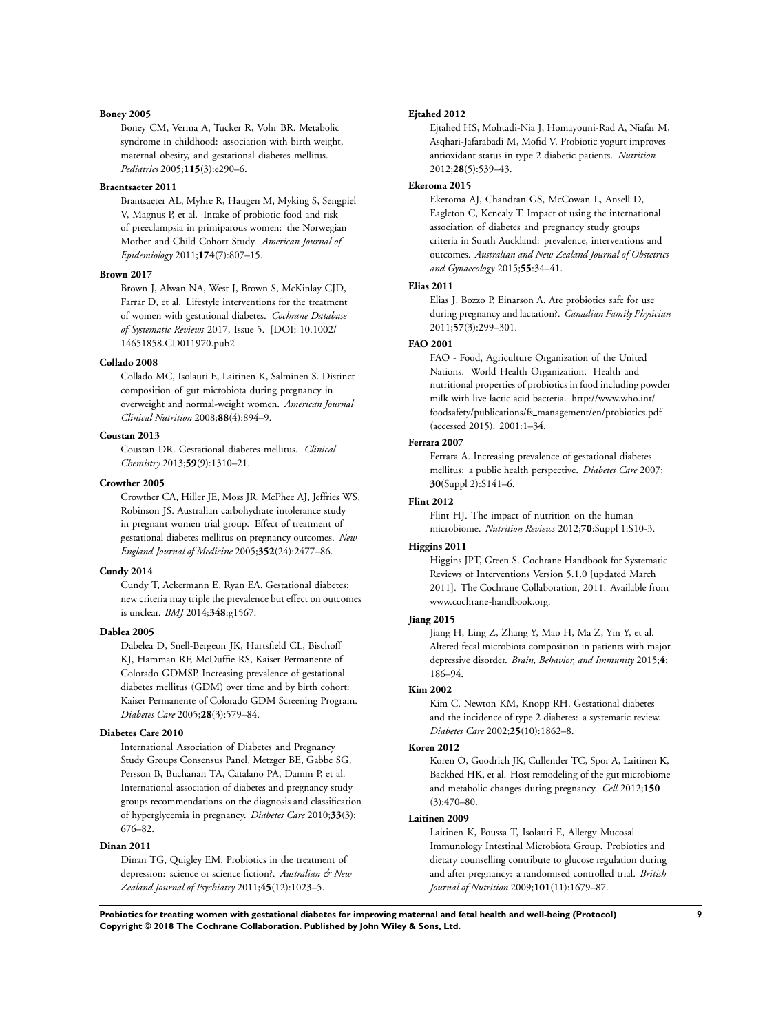**Boney 2005**

Boney CM, Verma A, Tucker R, Vohr BR. Metabolic syndrome in childhood: association with birth weight, maternal obesity, and gestational diabetes mellitus. *Pediatrics* 2005;**115**(3):e290–6.

**Braentsaeter 2011**

Brantsaeter AL, Myhre R, Haugen M, Myking S, Sengpiel V, Magnus P, et al. Intake of probiotic food and risk of preeclampsia in primiparous women: the Norwegian Mother and Child Cohort Study. *American Journal of Epidemiology* 2011;**174**(7):807–15.

**Brown 2017**

Brown J, Alwan NA, West J, Brown S, McKinlay CJD, Farrar D, et al. Lifestyle interventions for the treatment of women with gestational diabetes. *Cochrane Database of Systematic Reviews* 2017, Issue 5. [DOI: 10.1002/14651858.CD011970.pub2

**Collado 2008**

Collado MC, Isolauri E, Laitinen K, Salminen S. Distinct composition of gut microbiota during pregnancy in overweight and normal-weight women. *American Journal Clinical Nutrition* 2008;**88**(4):894–9.

**Coustan 2013**

Coustan DR. Gestational diabetes mellitus. *Clinical Chemistry* 2013;**59**(9):1310–21.

**Crowther 2005**

Crowther CA, Hiller JE, Moss JR, McPhee AJ, Jeffries WS, Robinson JS. Australian carbohydrate intolerance study in pregnant women trial group. Effect of treatment of gestational diabetes mellitus on pregnancy outcomes. *New England Journal of Medicine* 2005;**352**(24):2477–86.

**Cundy 2014**

Cundy T, Ackermann E, Ryan EA. Gestational diabetes: new criteria may triple the prevalence but effect on outcomes is unclear. *BMJ* 2014;**348**:g1567.

**Dablea 2005**

Dabelea D, Snell-Bergeon JK, Hartsfield CL, Bischoff KJ, Hamman RF, McDuffie RS, Kaiser Permanente of Colorado GDMSP. Increasing prevalence of gestational diabetes mellitus (GDM) over time and by birth cohort: Kaiser Permanente of Colorado GDM Screening Program. *Diabetes Care* 2005;**28**(3):579–84.

**Diabetes Care 2010**

International Association of Diabetes and Pregnancy Study Groups Consensus Panel, Metzger BE, Gabbe SG, Persson B, Buchanan TA, Catalano PA, Damm P, et al. International association of diabetes and pregnancy study groups recommendations on the diagnosis and classification of hyperglycemia in pregnancy. *Diabetes Care* 2010;**33**(3): 676–82.

**Dinan 2011**

Dinan TG, Quigley EM. Probiotics in the treatment of depression: science or science fiction?. *Australian & New Zealand Journal of Psychiatry* 2011;**45**(12):1023–5.

**Ejtahed 2012**

Ejtahed HS, Mohtadi-Nia J, Homayouni-Rad A, Niafar M, Asqhari-Jafarabadi M, Mofid V. Probiotic yogurt improves antioxidant status in type 2 diabetic patients. *Nutrition* 2012;**28**(5):539–43.

**Ekeroma 2015**

Ekeroma AJ, Chandran GS, McCowan L, Ansell D, Eagleton C, Kenealy T. Impact of using the international association of diabetes and pregnancy study groups criteria in South Auckland: prevalence, interventions and outcomes. *Australian and New Zealand Journal of Obstetrics and Gynaecology* 2015;**55**:34–41.

**Elias 2011**

Elias J, Bozzo P, Einarson A. Are probiotics safe for use during pregnancy and lactation?. *Canadian Family Physician* 2011;**57**(3):299–301.

**FAO 2001**

FAO - Food, Agriculture Organization of the United Nations. World Health Organization. Health and nutritional properties of probiotics in food including powder milk with live lactic acid bacteria. http://www.who.int/foodsafety/publications/fs_management/en/probiotics.pdf (accessed 2015). 2001:1–34.

**Ferrara 2007**

Ferrara A. Increasing prevalence of gestational diabetes mellitus: a public health perspective. *Diabetes Care* 2007; **30**(Suppl 2):S141–6.

**Flint 2012**

Flint HJ. The impact of nutrition on the human microbiome. *Nutrition Reviews* 2012;**70**:Suppl 1:S10-3.

**Higgins 2011**

Higgins JPT, Green S. Cochrane Handbook for Systematic Reviews of Interventions Version 5.1.0 [updated March 2011]. The Cochrane Collaboration, 2011. Available from www.cochrane-handbook.org.

**Jiang 2015**

Jiang H, Ling Z, Zhang Y, Mao H, Ma Z, Yin Y, et al. Altered fecal microbiota composition in patients with major depressive disorder. *Brain, Behavior, and Immunity* 2015;**4**: 186–94.

**Kim 2002**

Kim C, Newton KM, Knopp RH. Gestational diabetes and the incidence of type 2 diabetes: a systematic review. *Diabetes Care* 2002;**25**(10):1862–8.

**Koren 2012**

Koren O, Goodrich JK, Cullender TC, Spor A, Laitinen K, Backhed HK, et al. Host remodeling of the gut microbiome and metabolic changes during pregnancy. *Cell* 2012;**150**(3):470–80.

**Laitinen 2009**

Laitinen K, Poussa T, Isolauri E, Allergy Mucosal Immunology Intestinal Microbiota Group. Probiotics and dietary counselling contribute to glucose regulation during and after pregnancy: a randomised controlled trial. *British Journal of Nutrition* 2009;**101**(11):1679–87.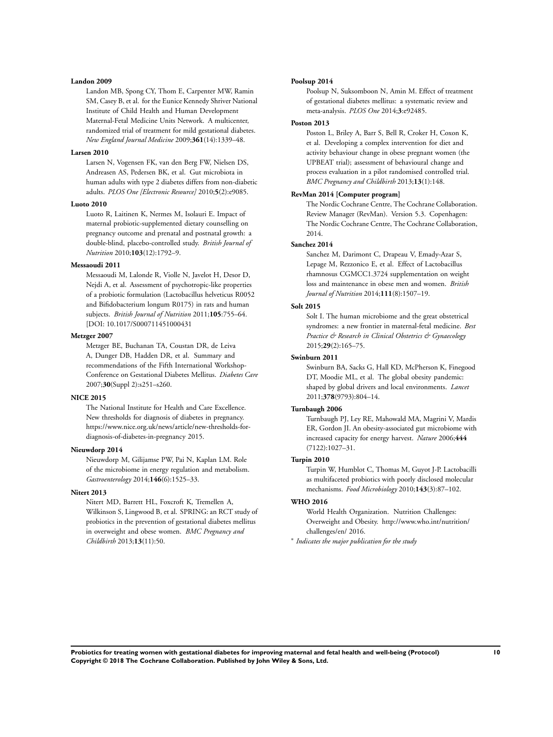**Landon 2009**

Landon MB, Spong CY, Thom E, Carpenter MW, Ramin SM, Casey B, et al. for the Eunice Kennedy Shriver National Institute of Child Health and Human Development Maternal-Fetal Medicine Units Network. A multicenter, randomized trial of treatment for mild gestational diabetes. *New England Journal Medicine* 2009;**361**(14):1339–48.

**Larsen 2010**

Larsen N, Vogensen FK, van den Berg FW, Nielsen DS, Andreasen AS, Pedersen BK, et al. Gut microbiota in human adults with type 2 diabetes differs from non-diabetic adults. *PLOS One [Electronic Resource]* 2010;**5**(2):e9085.

**Luoto 2010**

Luoto R, Laitinen K, Nermes M, Isolauri E. Impact of maternal probiotic-supplemented dietary counselling on pregnancy outcome and prenatal and postnatal growth: a double-blind, placebo-controlled study. *British Journal of Nutrition* 2010;**103**(12):1792–9.

**Messaoudi 2011**

Messaoudi M, Lalonde R, Violle N, Javelot H, Desor D, Nejdi A, et al. Assessment of psychotropic-like properties of a probiotic formulation (Lactobacillus helveticus R0052 and Bifidobacterium longum R0175) in rats and human subjects. *British Journal of Nutrition* 2011;**105**:755–64. [DOI: 10.1017/S000711451000431

**Metzger 2007**

Metzger BE, Buchanan TA, Coustan DR, de Leiva A, Dunger DB, Hadden DR, et al. Summary and recommendations of the Fifth International Workshop-Conference on Gestational Diabetes Mellitus. *Diabetes Care* 2007;**30**(Suppl 2):s251–s260.

**NICE 2015**

The National Institute for Health and Care Excellence. New thresholds for diagnosis of diabetes in pregnancy. https://www.nice.org.uk/news/article/new-thresholds-for-diagnosis-of-diabetes-in-pregnancy 2015.

**Nieuwdorp 2014**

Nieuwdorp M, Gilijamse PW, Pai N, Kaplan LM. Role of the microbiome in energy regulation and metabolism. *Gastroenterology* 2014;**146**(6):1525–33.

**Nitert 2013**

Nitert MD, Barrett HL, Foxcroft K, Tremellen A, Wilkinson S, Lingwood B, et al. SPRING: an RCT study of probiotics in the prevention of gestational diabetes mellitus in overweight and obese women. *BMC Pregnancy and Childbirth* 2013;**13**(11):50.

**Poolsup 2014**

Poolsup N, Suksomboon N, Amin M. Effect of treatment of gestational diabetes mellitus: a systematic review and meta-analysis. *PLOS One* 2014;**3**:e92485.

**Poston 2013**

Poston L, Briley A, Barr S, Bell R, Croker H, Coxon K, et al. Developing a complex intervention for diet and activity behaviour change in obese pregnant women (the UPBEAT trial); assessment of behavioural change and process evaluation in a pilot randomised controlled trial. *BMC Pregnancy and Childbirth* 2013;**13**(1):148.

**RevMan 2014 [Computer program]**

The Nordic Cochrane Centre, The Cochrane Collaboration. Review Manager (RevMan). Version 5.3. Copenhagen: The Nordic Cochrane Centre, The Cochrane Collaboration, 2014.

**Sanchez 2014**

Sanchez M, Darimont C, Drapeau V, Emady-Azar S, Lepage M, Rezzonico E, et al. Effect of Lactobacillus rhamnosus CGMCC1.3724 supplementation on weight loss and maintenance in obese men and women. *British Journal of Nutrition* 2014;**111**(8):1507–19.

**Solt 2015**

Solt I. The human microbiome and the great obstetrical syndromes: a new frontier in maternal-fetal medicine. *Best Practice & Research in Clinical Obstetrics & Gynaecology* 2015;**29**(2):165–75.

**Swinburn 2011**

Swinburn BA, Sacks G, Hall KD, McPherson K, Finegood DT, Moodie ML, et al. The global obesity pandemic: shaped by global drivers and local environments. *Lancet* 2011;**378**(9793):804–14.

**Turnbaugh 2006**

Turnbaugh PJ, Ley RE, Mahowald MA, Magrini V, Mardis ER, Gordon JI. An obesity-associated gut microbiome with increased capacity for energy harvest. *Nature* 2006;**444**(7122):1027–31.

**Turpin 2010**

Turpin W, Humblot C, Thomas M, Guyot J-P. Lactobacilli as multifaceted probiotics with poorly disclosed molecular mechanisms. *Food Microbiology* 2010;**143**(3):87–102.

**WHO 2016**

World Health Organization. Nutrition Challenges: Overweight and Obesity. http://www.who.int/nutrition/challenges/en/ 2016.

* *Indicates the major publication for the study*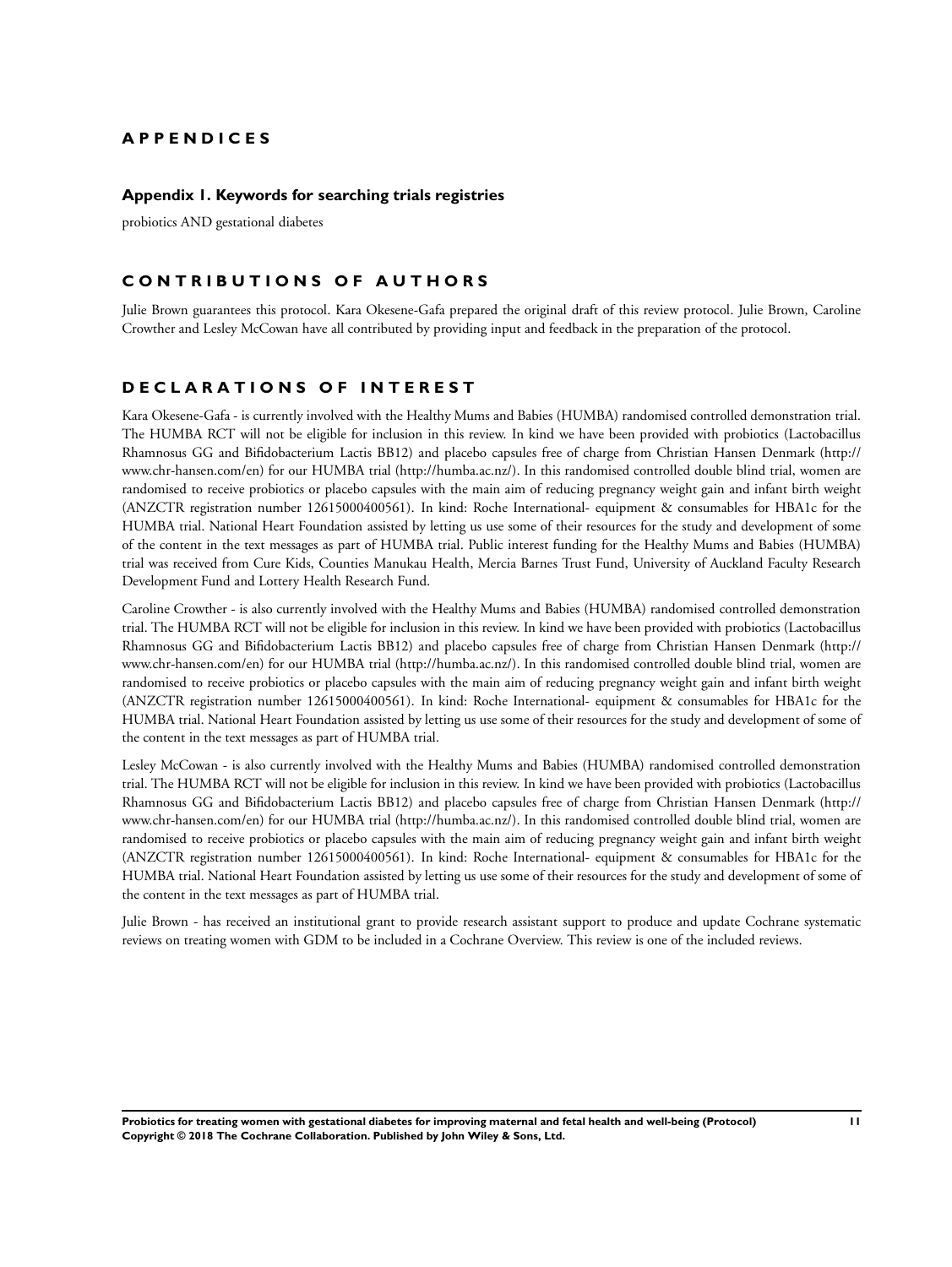# APPENDICES

## Appendix 1. Keywords for searching trials registries

probiotics AND gestational diabetes

# CONTRIBUTIONS OF AUTHORS

Julie Brown guarantees this protocol. Kara Okesene-Gafa prepared the original draft of this review protocol. Julie Brown, Caroline Crowther and Lesley McCowan have all contributed by providing input and feedback in the preparation of the protocol.

# DECLARATIONS OF INTEREST

Kara Okesene-Gafa - is currently involved with the Healthy Mums and Babies (HUMBA) randomised controlled demonstration trial. The HUMBA RCT will not be eligible for inclusion in this review. In kind we have been provided with probiotics (Lactobacillus Rhamnosus GG and Bifidobacterium Lactis BB12) and placebo capsules free of charge from Christian Hansen Denmark (http://www.chr-hansen.com/en) for our HUMBA trial (http://humba.ac.nz/). In this randomised controlled double blind trial, women are randomised to receive probiotics or placebo capsules with the main aim of reducing pregnancy weight gain and infant birth weight (ANZCTR registration number 12615000400561). In kind: Roche International- equipment & consumables for HBA1c for the HUMBA trial. National Heart Foundation assisted by letting us use some of their resources for the study and development of some of the content in the text messages as part of HUMBA trial. Public interest funding for the Healthy Mums and Babies (HUMBA) trial was received from Cure Kids, Counties Manukau Health, Mercia Barnes Trust Fund, University of Auckland Faculty Research Development Fund and Lottery Health Research Fund.

Caroline Crowther - is also currently involved with the Healthy Mums and Babies (HUMBA) randomised controlled demonstration trial. The HUMBA RCT will not be eligible for inclusion in this review. In kind we have been provided with probiotics (Lactobacillus Rhamnosus GG and Bifidobacterium Lactis BB12) and placebo capsules free of charge from Christian Hansen Denmark (http://www.chr-hansen.com/en) for our HUMBA trial (http://humba.ac.nz/). In this randomised controlled double blind trial, women are randomised to receive probiotics or placebo capsules with the main aim of reducing pregnancy weight gain and infant birth weight (ANZCTR registration number 12615000400561). In kind: Roche International- equipment & consumables for HBA1c for the HUMBA trial. National Heart Foundation assisted by letting us use some of their resources for the study and development of some of the content in the text messages as part of HUMBA trial.

Lesley McCowan - is also currently involved with the Healthy Mums and Babies (HUMBA) randomised controlled demonstration trial. The HUMBA RCT will not be eligible for inclusion in this review. In kind we have been provided with probiotics (Lactobacillus Rhamnosus GG and Bifidobacterium Lactis BB12) and placebo capsules free of charge from Christian Hansen Denmark (http://www.chr-hansen.com/en) for our HUMBA trial (http://humba.ac.nz/). In this randomised controlled double blind trial, women are randomised to receive probiotics or placebo capsules with the main aim of reducing pregnancy weight gain and infant birth weight (ANZCTR registration number 12615000400561). In kind: Roche International- equipment & consumables for HBA1c for the HUMBA trial. National Heart Foundation assisted by letting us use some of their resources for the study and development of some of the content in the text messages as part of HUMBA trial.

Julie Brown - has received an institutional grant to provide research assistant support to produce and update Cochrane systematic reviews on treating women with GDM to be included in a Cochrane Overview. This review is one of the included reviews.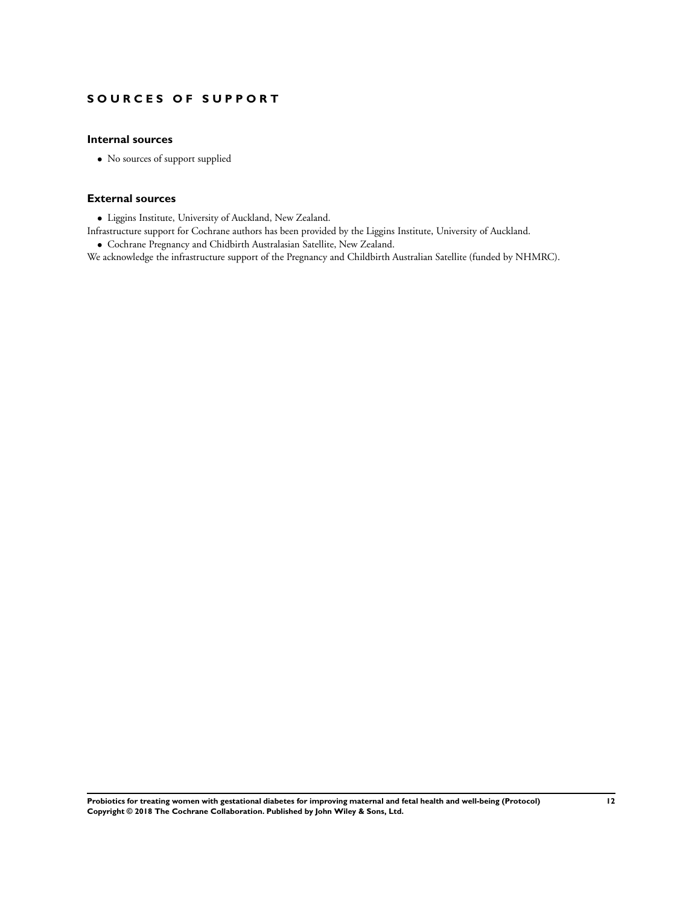# SOURCES OF SUPPORT

## Internal sources

- No sources of support supplied

## External sources

- Liggins Institute, University of Auckland, New Zealand.

Infrastructure support for Cochrane authors has been provided by the Liggins Institute, University of Auckland.

- Cochrane Pregnancy and Chidbirth Australasian Satellite, New Zealand.

We acknowledge the infrastructure support of the Pregnancy and Childbirth Australian Satellite (funded by NHMRC).